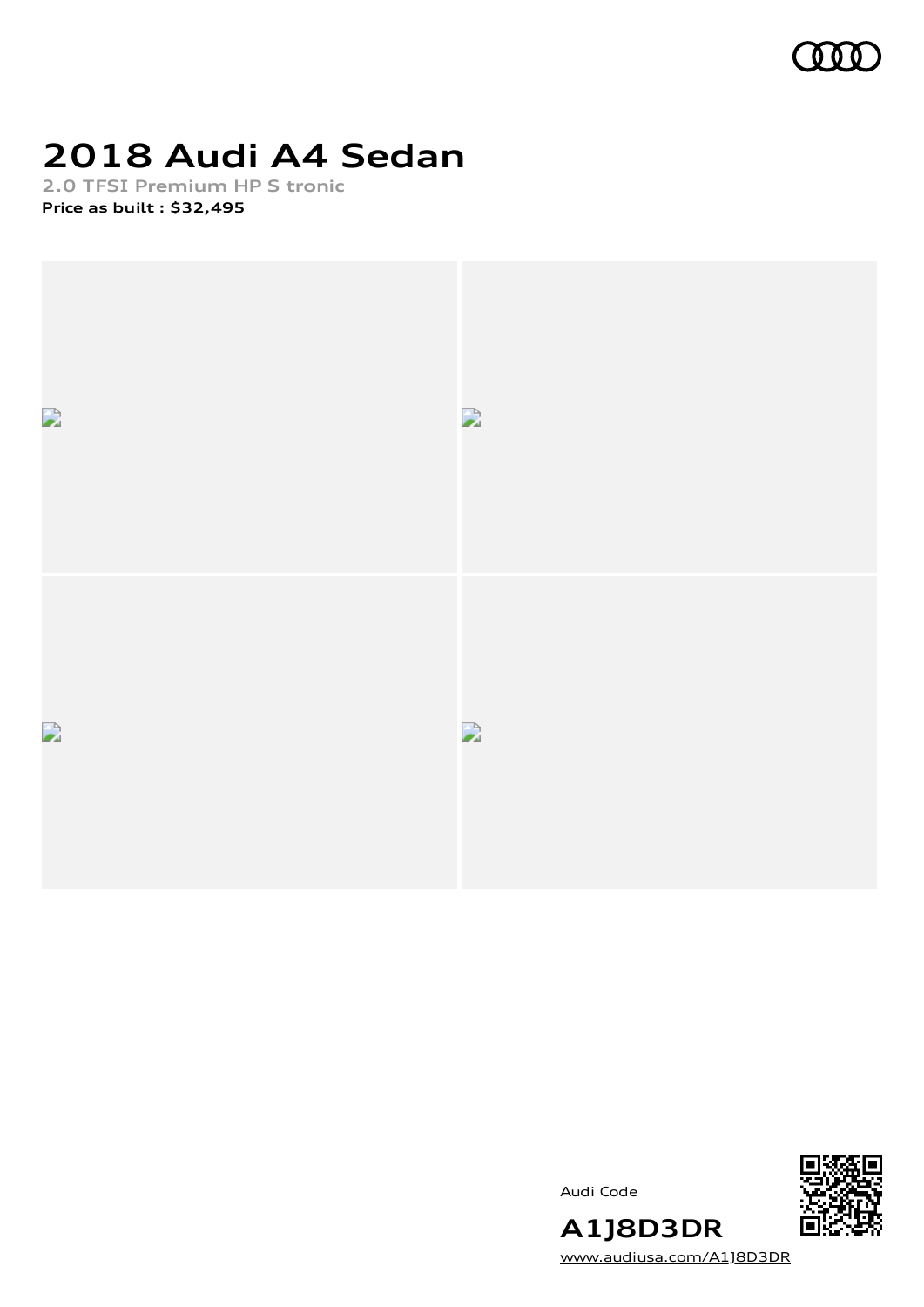# 2018 Audi A4 Sedan

**2.0 TFSI Premium HP S tronic**

**Price as built : $32,495**

Audi Code

**A1J8D3DR**

www.audiusa.com/A1J8D3DR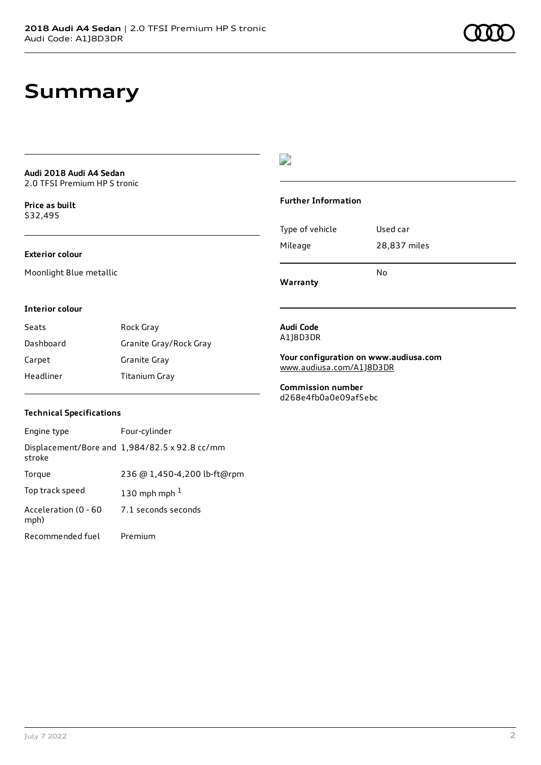# Summary

**Audi 2018 Audi A4 Sedan**
2.0 TFSI Premium HP S tronic

**Price as built**
$32,495

**Exterior colour**

Moonlight Blue metallic

**Interior colour**

| | |
|---|---|
| Seats | Rock Gray |
| Dashboard | Granite Gray/Rock Gray |
| Carpet | Granite Gray |
| Headliner | Titanium Gray |

**Technical Specifications**

| | |
|---|---|
| Engine type | Four-cylinder |
| Displacement/Bore and stroke | 1,984/82.5 x 92.8 cc/mm |
| Torque | 236 @ 1,450-4,200 lb-ft@rpm |
| Top track speed | 130 mph mph [1] |
| Acceleration (0 - 60 mph) | 7.1 seconds seconds |
| Recommended fuel | Premium |

**Further Information**

| | |
|---|---|
| Type of vehicle | Used car |
| Mileage | 28,837 miles |
| **Warranty** | No |

**Audi Code**
A1J8D3DR

**Your configuration on www.audiusa.com**
www.audiusa.com/A1J8D3DR

**Commission number**
d268e4fb0a0e09af5ebc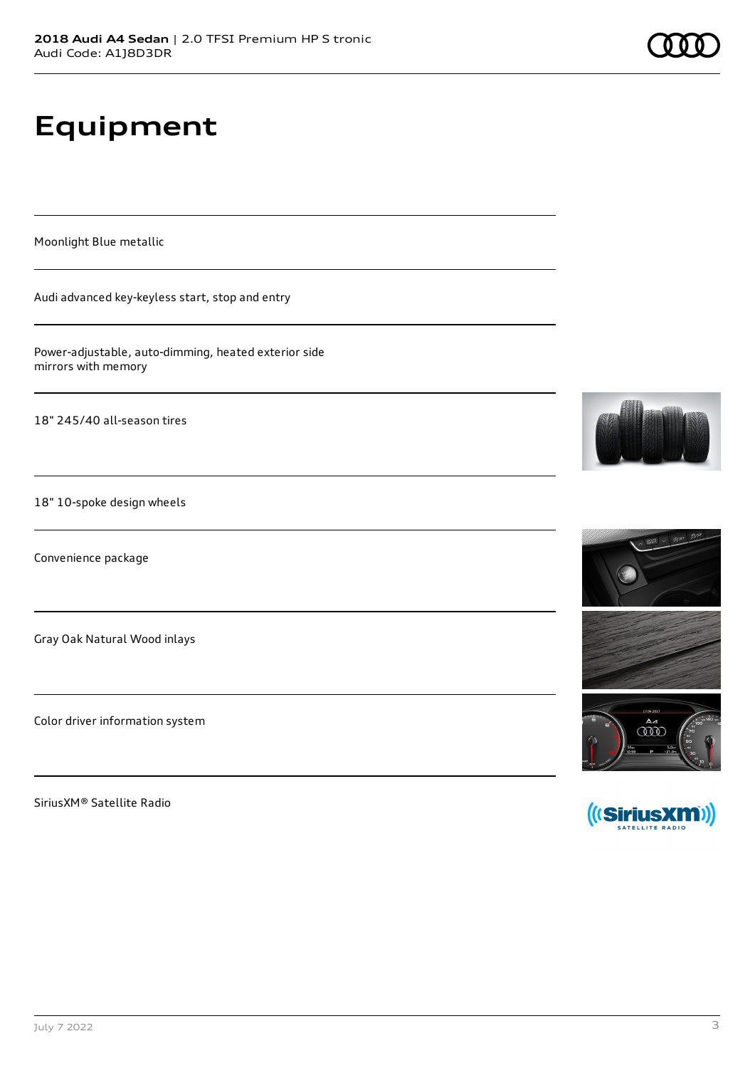# Equipment

Moonlight Blue metallic

Audi advanced key-keyless start, stop and entry

Power-adjustable, auto-dimming, heated exterior side mirrors with memory

18" 245/40 all-season tires

18" 10-spoke design wheels

Convenience package

Gray Oak Natural Wood inlays

Color driver information system

SiriusXM® Satellite Radio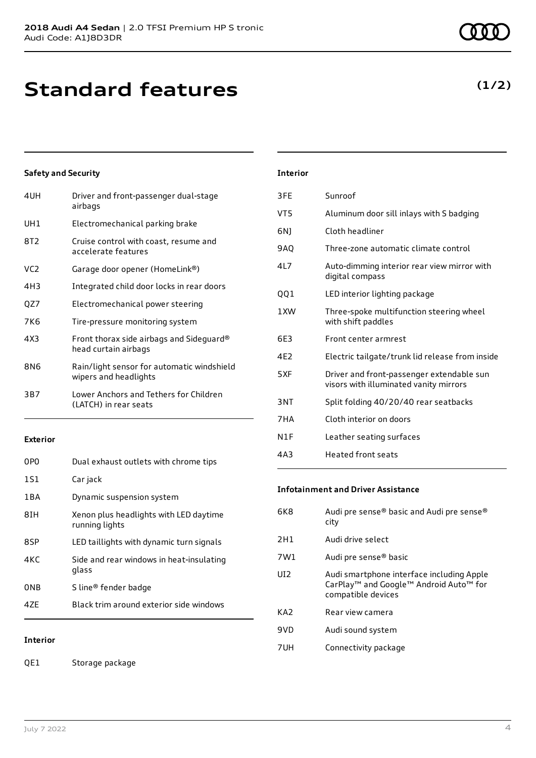**2018 Audi A4 Sedan** | 2.0 TFSI Premium HP S tronic
Audi Code: A1J8D3DR

# Standard features

**(1/2)**

### Safety and Security

| | |
|---|---|
| 4UH | Driver and front-passenger dual-stage airbags |
| UH1 | Electromechanical parking brake |
| 8T2 | Cruise control with coast, resume and accelerate features |
| VC2 | Garage door opener (HomeLink®) |
| 4H3 | Integrated child door locks in rear doors |
| QZ7 | Electromechanical power steering |
| 7K6 | Tire-pressure monitoring system |
| 4X3 | Front thorax side airbags and Sideguard® head curtain airbags |
| 8N6 | Rain/light sensor for automatic windshield wipers and headlights |
| 3B7 | Lower Anchors and Tethers for Children (LATCH) in rear seats |

### Exterior

| | |
|---|---|
| 0P0 | Dual exhaust outlets with chrome tips |
| 1S1 | Car jack |
| 1BA | Dynamic suspension system |
| 8IH | Xenon plus headlights with LED daytime running lights |
| 8SP | LED taillights with dynamic turn signals |
| 4KC | Side and rear windows in heat-insulating glass |
| 0NB | S line® fender badge |
| 4ZE | Black trim around exterior side windows |

### Interior

| | |
|---|---|
| QE1 | Storage package |
| 3FE | Sunroof |
| VT5 | Aluminum door sill inlays with S badging |
| 6NJ | Cloth headliner |
| 9AQ | Three-zone automatic climate control |
| 4L7 | Auto-dimming interior rear view mirror with digital compass |
| QQ1 | LED interior lighting package |
| 1XW | Three-spoke multifunction steering wheel with shift paddles |
| 6E3 | Front center armrest |
| 4E2 | Electric tailgate/trunk lid release from inside |
| 5XF | Driver and front-passenger extendable sun visors with illuminated vanity mirrors |
| 3NT | Split folding 40/20/40 rear seatbacks |
| 7HA | Cloth interior on doors |
| N1F | Leather seating surfaces |
| 4A3 | Heated front seats |

### Infotainment and Driver Assistance

| | |
|---|---|
| 6K8 | Audi pre sense® basic and Audi pre sense® city |
| 2H1 | Audi drive select |
| 7W1 | Audi pre sense® basic |
| UI2 | Audi smartphone interface including Apple CarPlay™ and Google™ Android Auto™ for compatible devices |
| KA2 | Rear view camera |
| 9VD | Audi sound system |
| 7UH | Connectivity package |

July 7 2022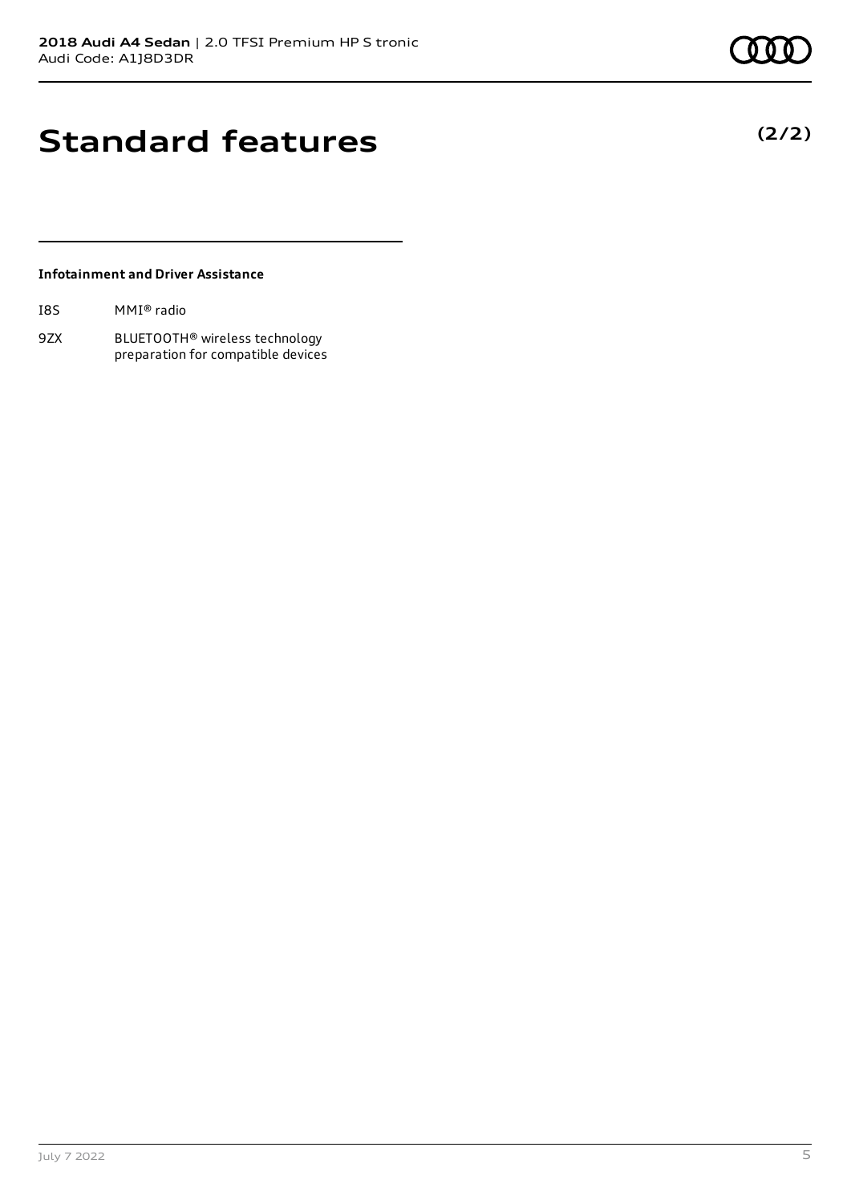# Standard features

**(2/2)**

**Infotainment and Driver Assistance**

| | |
|---|---|
| I8S | MMI® radio |
| 9ZX | BLUETOOTH® wireless technology preparation for compatible devices |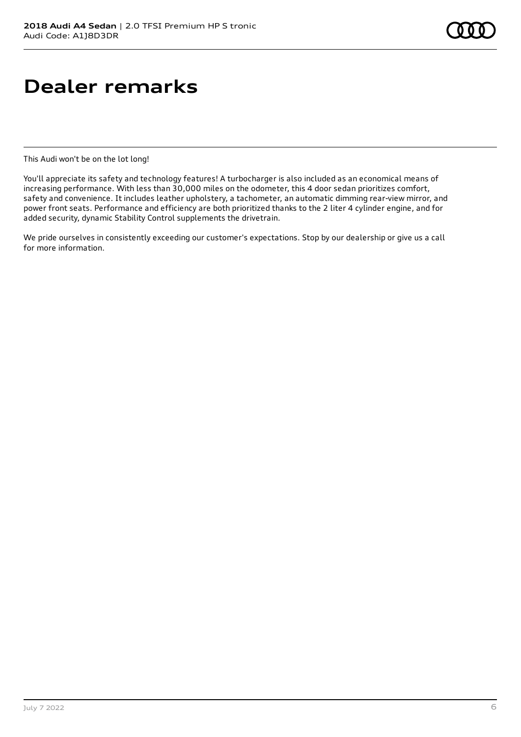# Dealer remarks

This Audi won't be on the lot long!

You'll appreciate its safety and technology features! A turbocharger is also included as an economical means of increasing performance. With less than 30,000 miles on the odometer, this 4 door sedan prioritizes comfort, safety and convenience. It includes leather upholstery, a tachometer, an automatic dimming rear-view mirror, and power front seats. Performance and efficiency are both prioritized thanks to the 2 liter 4 cylinder engine, and for added security, dynamic Stability Control supplements the drivetrain.

We pride ourselves in consistently exceeding our customer's expectations. Stop by our dealership or give us a call for more information.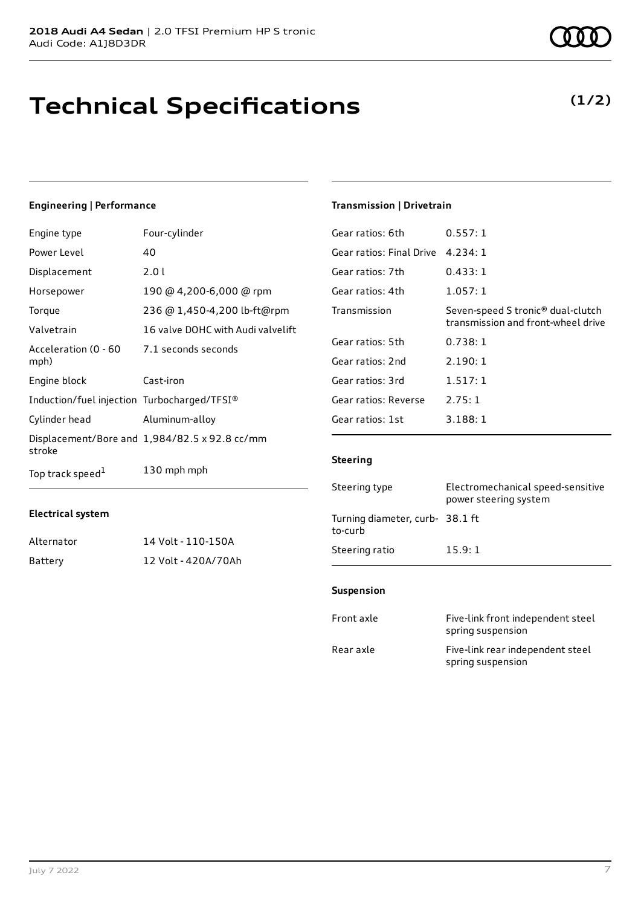**2018 Audi A4 Sedan** | 2.0 TFSI Premium HP S tronic
Audi Code: A1J8D3DR

# Technical Specifications

**(1/2)**

### Engineering | Performance

| | |
|---|---|
| Engine type | Four-cylinder |
| Power Level | 40 |
| Displacement | 2.0 l |
| Horsepower | 190 @ 4,200-6,000 @ rpm |
| Torque | 236 @ 1,450-4,200 lb-ft@rpm |
| Valvetrain | 16 valve DOHC with Audi valvelift |
| Acceleration (0 - 60 mph) | 7.1 seconds seconds |
| Engine block | Cast-iron |
| Induction/fuel injection | Turbocharged/TFSI® |
| Cylinder head | Aluminum-alloy |
| Displacement/Bore and stroke | 1,984/82.5 x 92.8 cc/mm |
| Top track speed[1] | 130 mph mph |

### Electrical system

| | |
|---|---|
| Alternator | 14 Volt - 110-150A |
| Battery | 12 Volt - 420A/70Ah |

### Transmission | Drivetrain

| | |
|---|---|
| Gear ratios: 6th | 0.557: 1 |
| Gear ratios: Final Drive | 4.234: 1 |
| Gear ratios: 7th | 0.433: 1 |
| Gear ratios: 4th | 1.057: 1 |
| Transmission | Seven-speed S tronic® dual-clutch transmission and front-wheel drive |
| Gear ratios: 5th | 0.738: 1 |
| Gear ratios: 2nd | 2.190: 1 |
| Gear ratios: 3rd | 1.517: 1 |
| Gear ratios: Reverse | 2.75: 1 |
| Gear ratios: 1st | 3.188: 1 |

### Steering

| | |
|---|---|
| Steering type | Electromechanical speed-sensitive power steering system |
| Turning diameter, curb-to-curb | 38.1 ft |
| Steering ratio | 15.9: 1 |

### Suspension

| | |
|---|---|
| Front axle | Five-link front independent steel spring suspension |
| Rear axle | Five-link rear independent steel spring suspension |

July 7 2022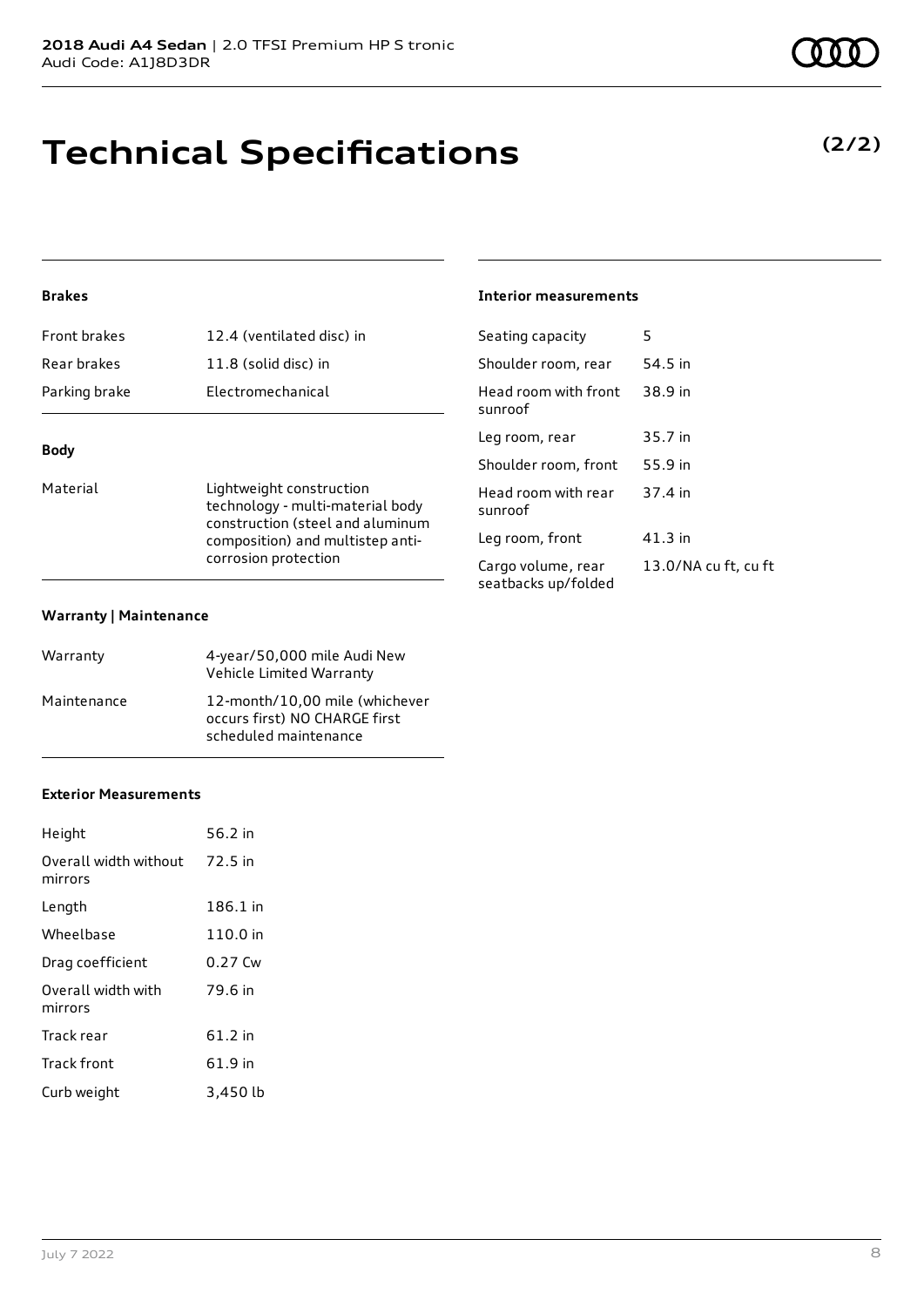# Technical Specifications

**(2/2)**

### Brakes

| | |
|---|---|
| Front brakes | 12.4 (ventilated disc) in |
| Rear brakes | 11.8 (solid disc) in |
| Parking brake | Electromechanical |

### Body

| | |
|---|---|
| Material | Lightweight construction technology - multi-material body construction (steel and aluminum composition) and multistep anti-corrosion protection |

### Warranty | Maintenance

| | |
|---|---|
| Warranty | 4-year/50,000 mile Audi New Vehicle Limited Warranty |
| Maintenance | 12-month/10,00 mile (whichever occurs first) NO CHARGE first scheduled maintenance |

### Exterior Measurements

| | |
|---|---|
| Height | 56.2 in |
| Overall width without mirrors | 72.5 in |
| Length | 186.1 in |
| Wheelbase | 110.0 in |
| Drag coefficient | 0.27 Cw |
| Overall width with mirrors | 79.6 in |
| Track rear | 61.2 in |
| Track front | 61.9 in |
| Curb weight | 3,450 lb |

### Interior measurements

| | |
|---|---|
| Seating capacity | 5 |
| Shoulder room, rear | 54.5 in |
| Head room with front sunroof | 38.9 in |
| Leg room, rear | 35.7 in |
| Shoulder room, front | 55.9 in |
| Head room with rear sunroof | 37.4 in |
| Leg room, front | 41.3 in |
| Cargo volume, rear seatbacks up/folded | 13.0/NA cu ft, cu ft |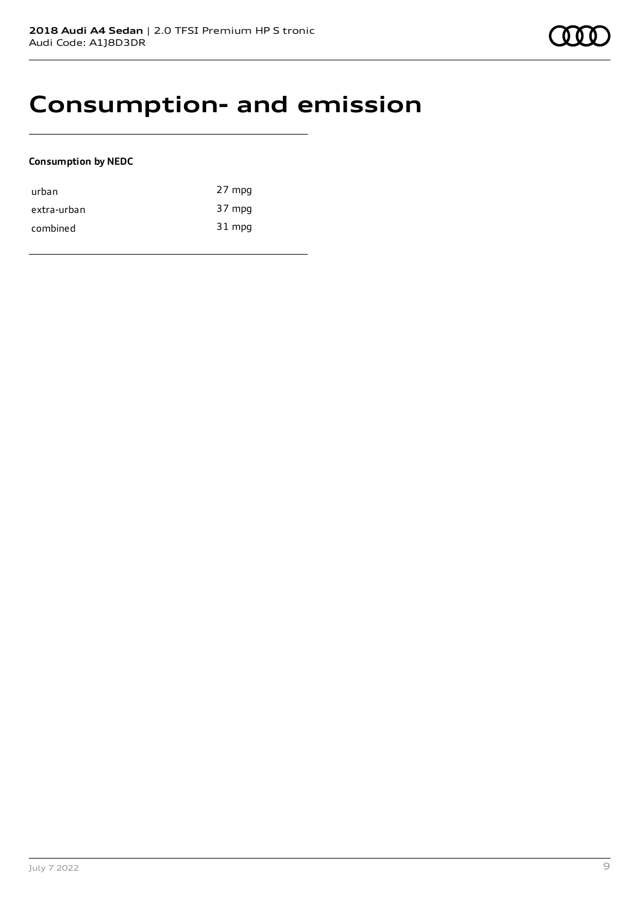# Consumption- and emission

**Consumption by NEDC**

| | |
|---|---|
| urban | 27 mpg |
| extra-urban | 37 mpg |
| combined | 31 mpg |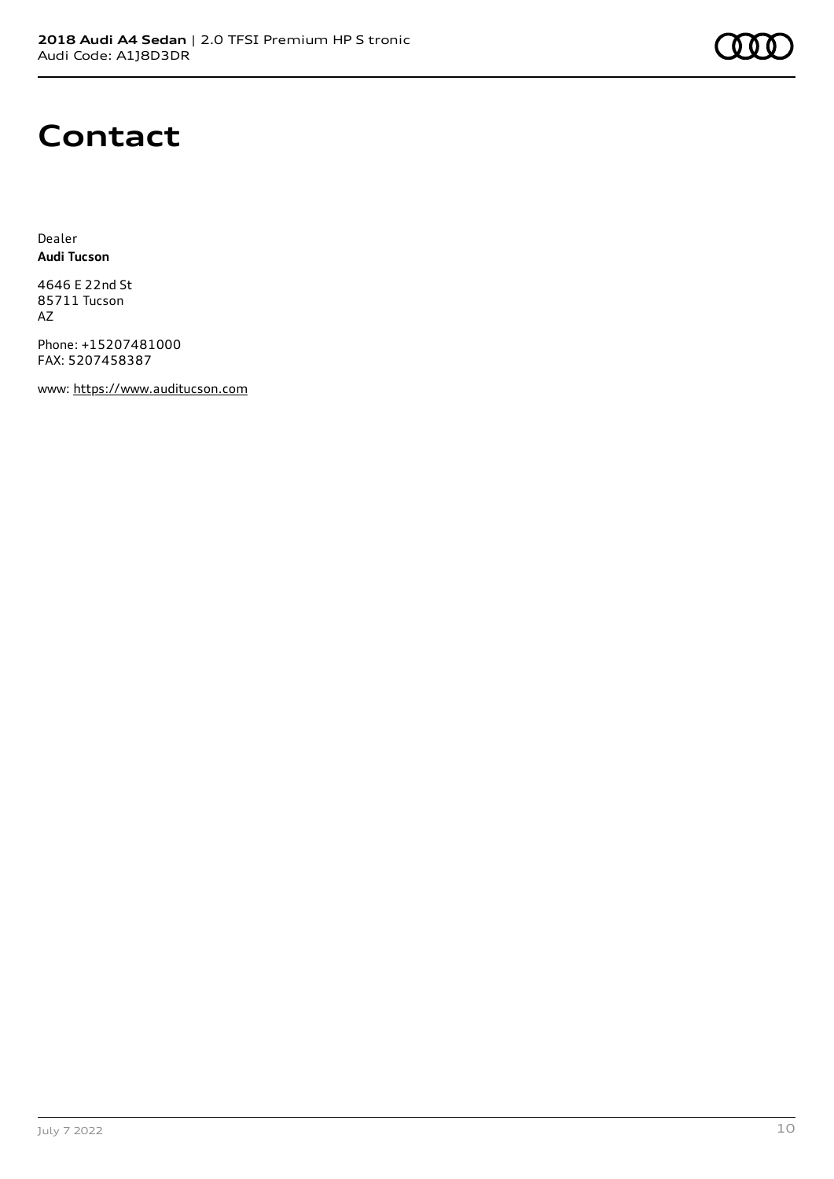# Contact

Dealer
**Audi Tucson**

4646 E 22nd St
85711 Tucson
AZ

Phone: +15207481000
FAX: 5207458387

www: https://www.auditucson.com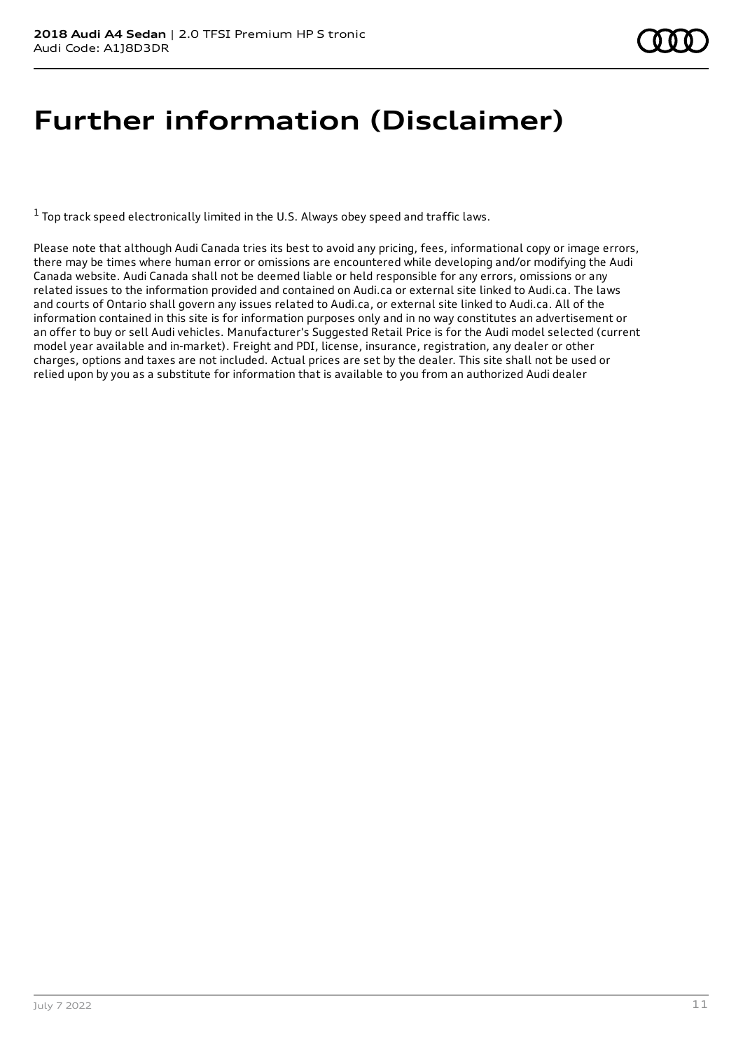# Further information (Disclaimer)

[1] Top track speed electronically limited in the U.S. Always obey speed and traffic laws.

Please note that although Audi Canada tries its best to avoid any pricing, fees, informational copy or image errors, there may be times where human error or omissions are encountered while developing and/or modifying the Audi Canada website. Audi Canada shall not be deemed liable or held responsible for any errors, omissions or any related issues to the information provided and contained on Audi.ca or external site linked to Audi.ca. The laws and courts of Ontario shall govern any issues related to Audi.ca, or external site linked to Audi.ca. All of the information contained in this site is for information purposes only and in no way constitutes an advertisement or an offer to buy or sell Audi vehicles. Manufacturer's Suggested Retail Price is for the Audi model selected (current model year available and in-market). Freight and PDI, license, insurance, registration, any dealer or other charges, options and taxes are not included. Actual prices are set by the dealer. This site shall not be used or relied upon by you as a substitute for information that is available to you from an authorized Audi dealer